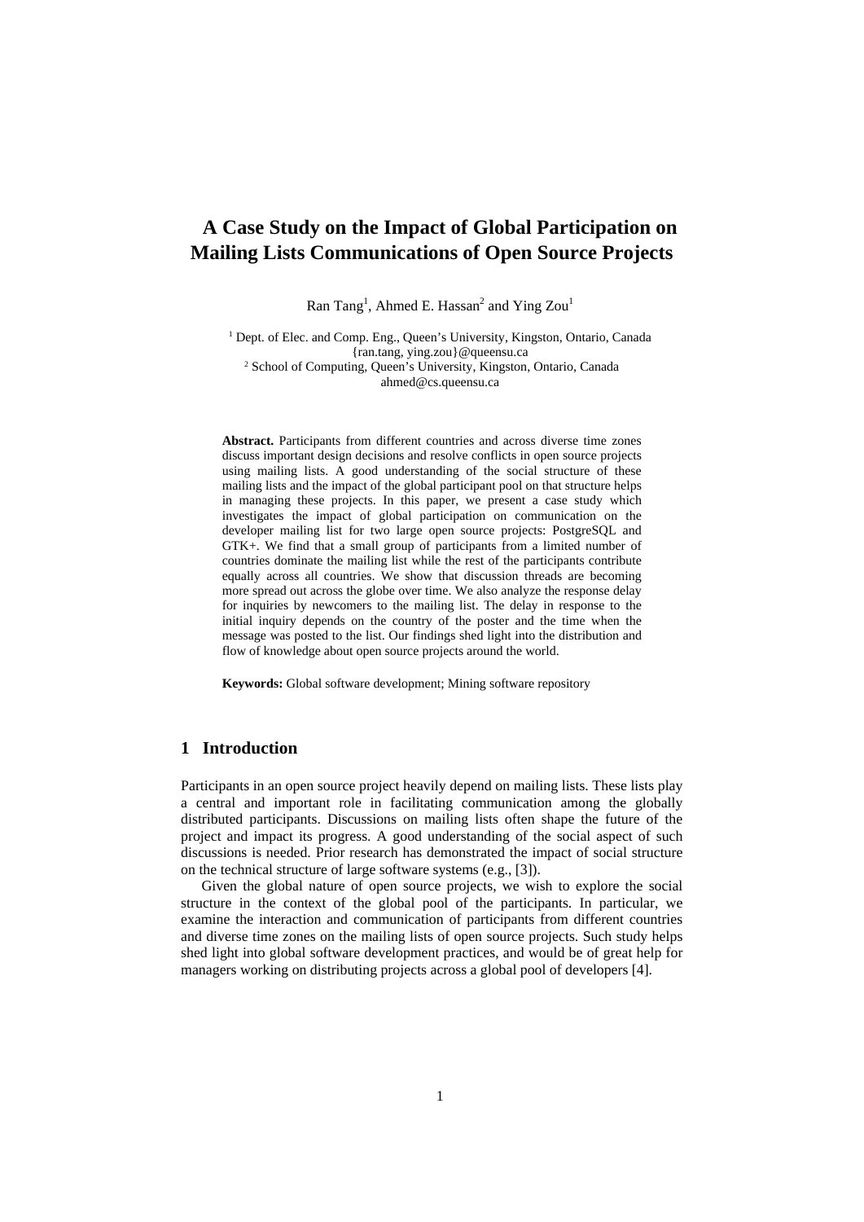# A Case Study on the Impact of Global Participation on Mailing Lists Communications of Open Source Projects

Ran Tang[1], Ahmed E. Hassan[2] and Ying Zou[1]

[1] Dept. of Elec. and Comp. Eng., Queen's University, Kingston, Ontario, Canada
{ran.tang, ying.zou}@queensu.ca
[2] School of Computing, Queen's University, Kingston, Ontario, Canada
ahmed@cs.queensu.ca

**Abstract.** Participants from different countries and across diverse time zones discuss important design decisions and resolve conflicts in open source projects using mailing lists. A good understanding of the social structure of these mailing lists and the impact of the global participant pool on that structure helps in managing these projects. In this paper, we present a case study which investigates the impact of global participation on communication on the developer mailing list for two large open source projects: PostgreSQL and GTK+. We find that a small group of participants from a limited number of countries dominate the mailing list while the rest of the participants contribute equally across all countries. We show that discussion threads are becoming more spread out across the globe over time. We also analyze the response delay for inquiries by newcomers to the mailing list. The delay in response to the initial inquiry depends on the country of the poster and the time when the message was posted to the list. Our findings shed light into the distribution and flow of knowledge about open source projects around the world.

**Keywords:** Global software development; Mining software repository

## 1 Introduction

Participants in an open source project heavily depend on mailing lists. These lists play a central and important role in facilitating communication among the globally distributed participants. Discussions on mailing lists often shape the future of the project and impact its progress. A good understanding of the social aspect of such discussions is needed. Prior research has demonstrated the impact of social structure on the technical structure of large software systems (e.g., [3]).

Given the global nature of open source projects, we wish to explore the social structure in the context of the global pool of the participants. In particular, we examine the interaction and communication of participants from different countries and diverse time zones on the mailing lists of open source projects. Such study helps shed light into global software development practices, and would be of great help for managers working on distributing projects across a global pool of developers [4].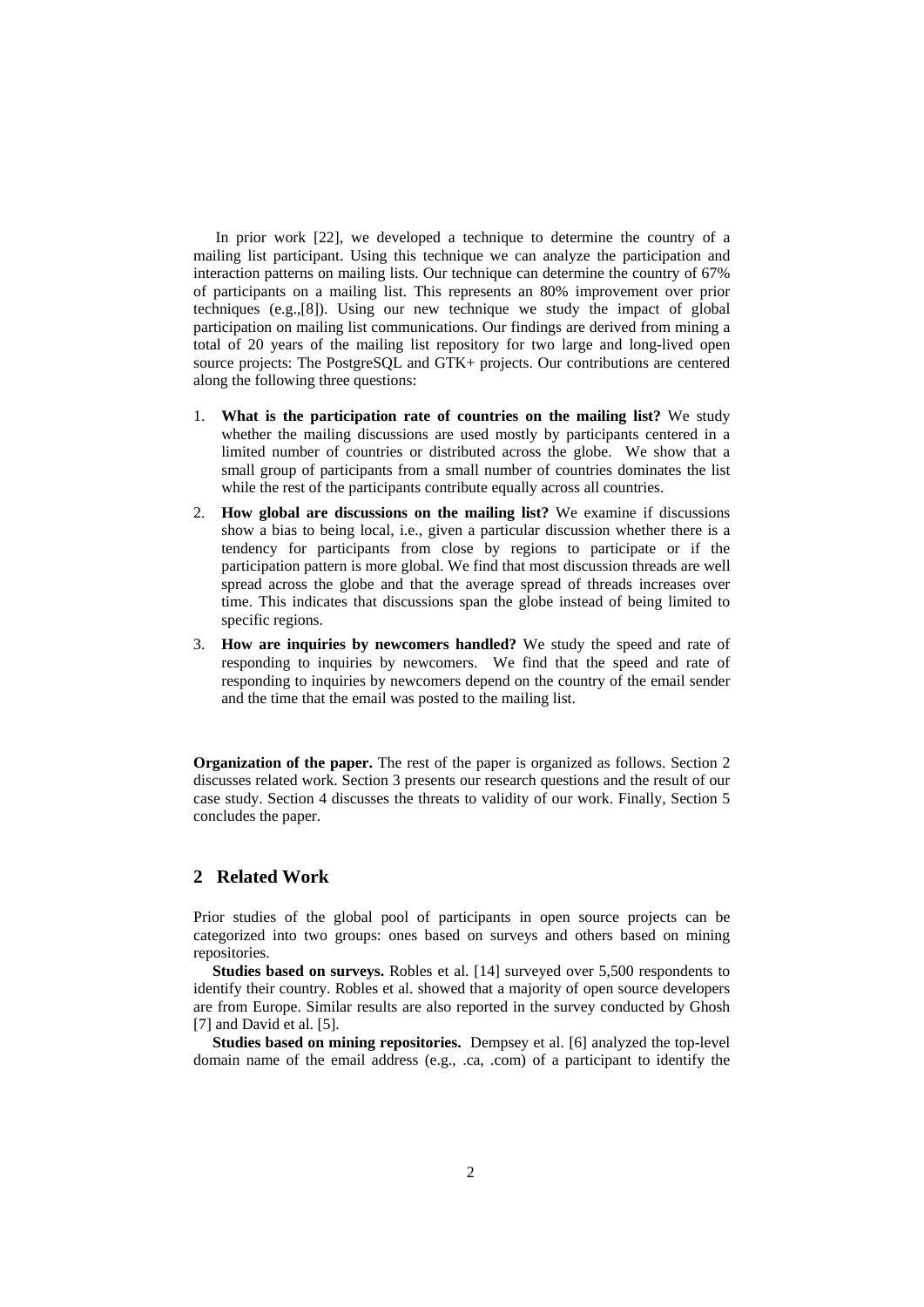In prior work [22], we developed a technique to determine the country of a mailing list participant. Using this technique we can analyze the participation and interaction patterns on mailing lists. Our technique can determine the country of 67% of participants on a mailing list. This represents an 80% improvement over prior techniques (e.g.,[8]). Using our new technique we study the impact of global participation on mailing list communications. Our findings are derived from mining a total of 20 years of the mailing list repository for two large and long-lived open source projects: The PostgreSQL and GTK+ projects. Our contributions are centered along the following three questions:

1. **What is the participation rate of countries on the mailing list?** We study whether the mailing discussions are used mostly by participants centered in a limited number of countries or distributed across the globe. We show that a small group of participants from a small number of countries dominates the list while the rest of the participants contribute equally across all countries.
2. **How global are discussions on the mailing list?** We examine if discussions show a bias to being local, i.e., given a particular discussion whether there is a tendency for participants from close by regions to participate or if the participation pattern is more global. We find that most discussion threads are well spread across the globe and that the average spread of threads increases over time. This indicates that discussions span the globe instead of being limited to specific regions.
3. **How are inquiries by newcomers handled?** We study the speed and rate of responding to inquiries by newcomers. We find that the speed and rate of responding to inquiries by newcomers depend on the country of the email sender and the time that the email was posted to the mailing list.

**Organization of the paper.** The rest of the paper is organized as follows. Section 2 discusses related work. Section 3 presents our research questions and the result of our case study. Section 4 discusses the threats to validity of our work. Finally, Section 5 concludes the paper.

## 2 Related Work

Prior studies of the global pool of participants in open source projects can be categorized into two groups: ones based on surveys and others based on mining repositories.

**Studies based on surveys.** Robles et al. [14] surveyed over 5,500 respondents to identify their country. Robles et al. showed that a majority of open source developers are from Europe. Similar results are also reported in the survey conducted by Ghosh [7] and David et al. [5].

**Studies based on mining repositories.** Dempsey et al. [6] analyzed the top-level domain name of the email address (e.g., .ca, .com) of a participant to identify the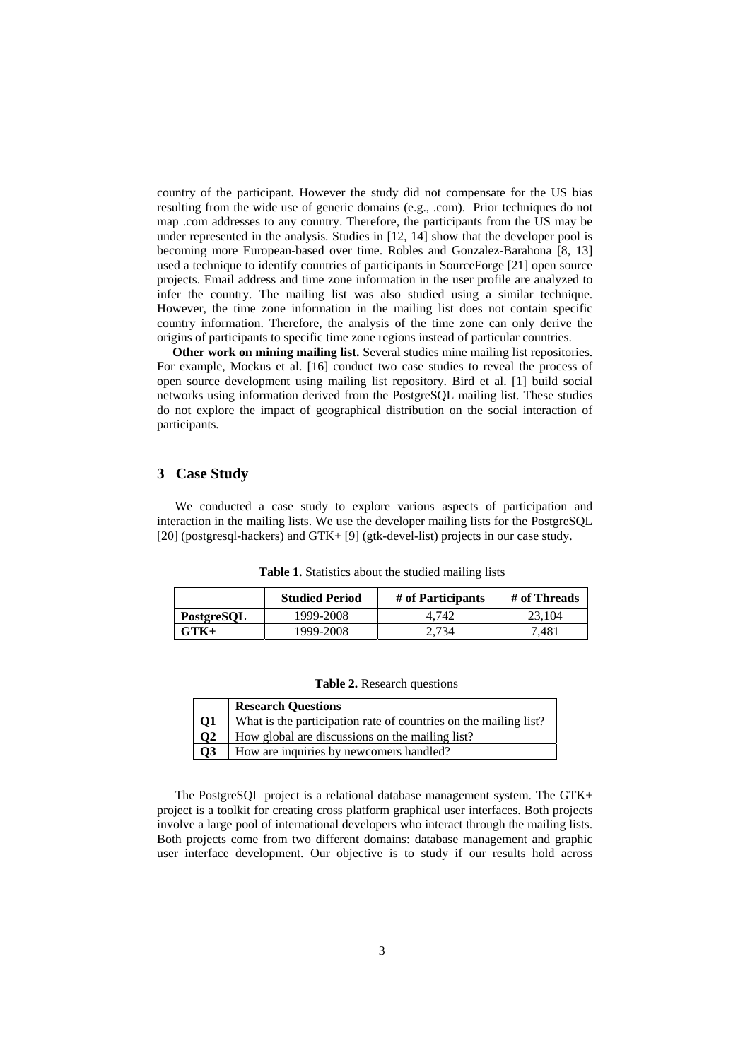country of the participant. However the study did not compensate for the US bias resulting from the wide use of generic domains (e.g., .com). Prior techniques do not map .com addresses to any country. Therefore, the participants from the US may be under represented in the analysis. Studies in [12, 14] show that the developer pool is becoming more European-based over time. Robles and Gonzalez-Barahona [8, 13] used a technique to identify countries of participants in SourceForge [21] open source projects. Email address and time zone information in the user profile are analyzed to infer the country. The mailing list was also studied using a similar technique. However, the time zone information in the mailing list does not contain specific country information. Therefore, the analysis of the time zone can only derive the origins of participants to specific time zone regions instead of particular countries.

**Other work on mining mailing list.** Several studies mine mailing list repositories. For example, Mockus et al. [16] conduct two case studies to reveal the process of open source development using mailing list repository. Bird et al. [1] build social networks using information derived from the PostgreSQL mailing list. These studies do not explore the impact of geographical distribution on the social interaction of participants.

## 3 Case Study

We conducted a case study to explore various aspects of participation and interaction in the mailing lists. We use the developer mailing lists for the PostgreSQL [20] (postgresql-hackers) and GTK+ [9] (gtk-devel-list) projects in our case study.

**Table 1.** Statistics about the studied mailing lists

| | **Studied Period** | **# of Participants** | **# of Threads** |
|---|---|---|---|
| **PostgreSQL** | 1999-2008 | 4,742 | 23,104 |
| **GTK+** | 1999-2008 | 2,734 | 7,481 |

**Table 2.** Research questions

| | **Research Questions** |
|---|---|
| **Q1** | What is the participation rate of countries on the mailing list? |
| **Q2** | How global are discussions on the mailing list? |
| **Q3** | How are inquiries by newcomers handled? |

The PostgreSQL project is a relational database management system. The GTK+ project is a toolkit for creating cross platform graphical user interfaces. Both projects involve a large pool of international developers who interact through the mailing lists. Both projects come from two different domains: database management and graphic user interface development. Our objective is to study if our results hold across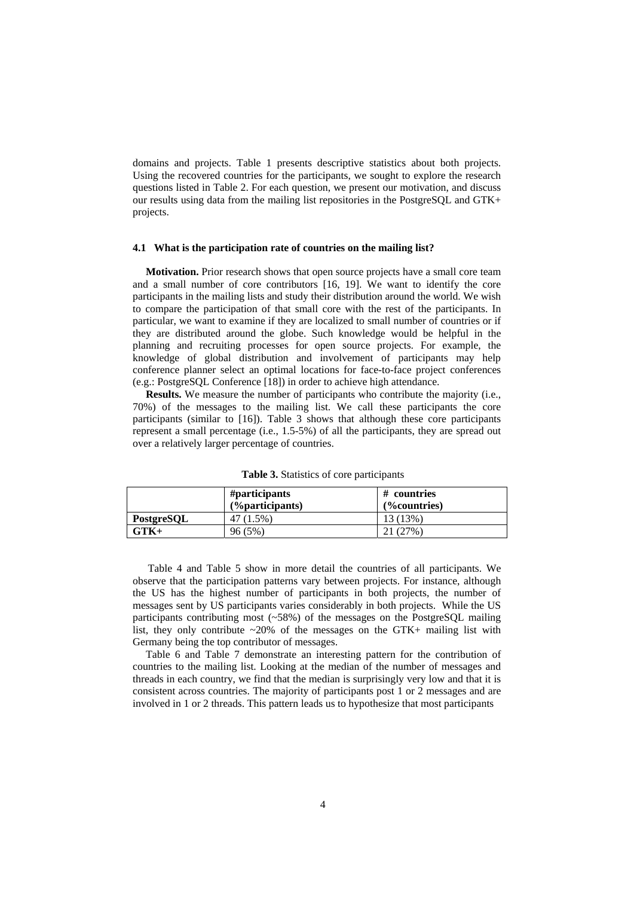domains and projects. Table 1 presents descriptive statistics about both projects. Using the recovered countries for the participants, we sought to explore the research questions listed in Table 2. For each question, we present our motivation, and discuss our results using data from the mailing list repositories in the PostgreSQL and GTK+ projects.

### 4.1 What is the participation rate of countries on the mailing list?

**Motivation.** Prior research shows that open source projects have a small core team and a small number of core contributors [16, 19]. We want to identify the core participants in the mailing lists and study their distribution around the world. We wish to compare the participation of that small core with the rest of the participants. In particular, we want to examine if they are localized to small number of countries or if they are distributed around the globe. Such knowledge would be helpful in the planning and recruiting processes for open source projects. For example, the knowledge of global distribution and involvement of participants may help conference planner select an optimal locations for face-to-face project conferences (e.g.: PostgreSQL Conference [18]) in order to achieve high attendance.

**Results.** We measure the number of participants who contribute the majority (i.e., 70%) of the messages to the mailing list. We call these participants the core participants (similar to [16]). Table 3 shows that although these core participants represent a small percentage (i.e., 1.5-5%) of all the participants, they are spread out over a relatively larger percentage of countries.

**Table 3.** Statistics of core participants

| | #participants (%participants) | # countries (%countries) |
|---|---|---|
| **PostgreSQL** | 47 (1.5%) | 13 (13%) |
| **GTK+** | 96 (5%) | 21 (27%) |

Table 4 and Table 5 show in more detail the countries of all participants. We observe that the participation patterns vary between projects. For instance, although the US has the highest number of participants in both projects, the number of messages sent by US participants varies considerably in both projects. While the US participants contributing most (~58%) of the messages on the PostgreSQL mailing list, they only contribute ~20% of the messages on the GTK+ mailing list with Germany being the top contributor of messages.

Table 6 and Table 7 demonstrate an interesting pattern for the contribution of countries to the mailing list. Looking at the median of the number of messages and threads in each country, we find that the median is surprisingly very low and that it is consistent across countries. The majority of participants post 1 or 2 messages and are involved in 1 or 2 threads. This pattern leads us to hypothesize that most participants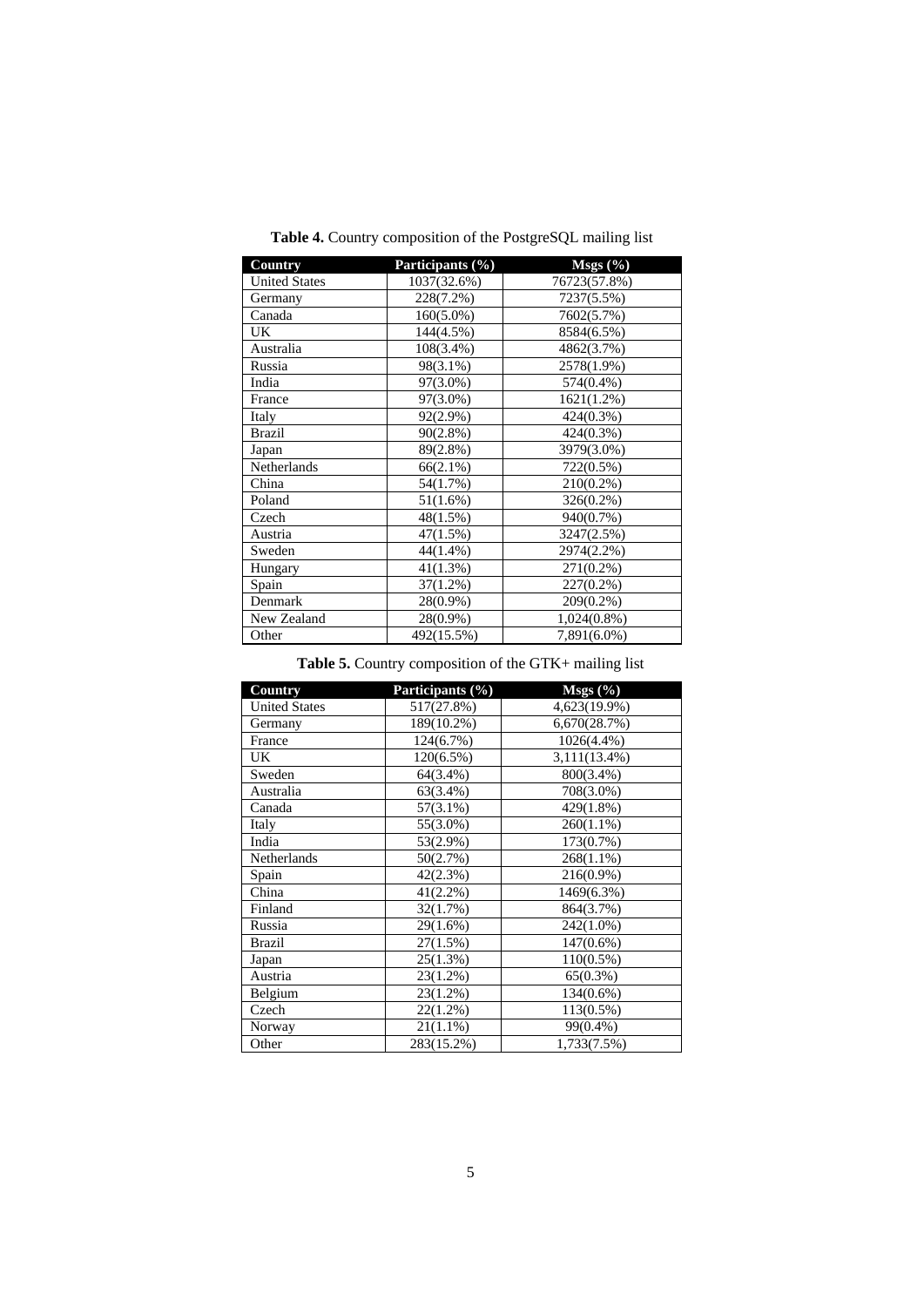**Table 4.** Country composition of the PostgreSQL mailing list

| Country | Participants (%) | Msgs (%) |
|---|---|---|
| United States | 1037(32.6%) | 76723(57.8%) |
| Germany | 228(7.2%) | 7237(5.5%) |
| Canada | 160(5.0%) | 7602(5.7%) |
| UK | 144(4.5%) | 8584(6.5%) |
| Australia | 108(3.4%) | 4862(3.7%) |
| Russia | 98(3.1%) | 2578(1.9%) |
| India | 97(3.0%) | 574(0.4%) |
| France | 97(3.0%) | 1621(1.2%) |
| Italy | 92(2.9%) | 424(0.3%) |
| Brazil | 90(2.8%) | 424(0.3%) |
| Japan | 89(2.8%) | 3979(3.0%) |
| Netherlands | 66(2.1%) | 722(0.5%) |
| China | 54(1.7%) | 210(0.2%) |
| Poland | 51(1.6%) | 326(0.2%) |
| Czech | 48(1.5%) | 940(0.7%) |
| Austria | 47(1.5%) | 3247(2.5%) |
| Sweden | 44(1.4%) | 2974(2.2%) |
| Hungary | 41(1.3%) | 271(0.2%) |
| Spain | 37(1.2%) | 227(0.2%) |
| Denmark | 28(0.9%) | 209(0.2%) |
| New Zealand | 28(0.9%) | 1,024(0.8%) |
| Other | 492(15.5%) | 7,891(6.0%) |

**Table 5.** Country composition of the GTK+ mailing list

| Country | Participants (%) | Msgs (%) |
|---|---|---|
| United States | 517(27.8%) | 4,623(19.9%) |
| Germany | 189(10.2%) | 6,670(28.7%) |
| France | 124(6.7%) | 1026(4.4%) |
| UK | 120(6.5%) | 3,111(13.4%) |
| Sweden | 64(3.4%) | 800(3.4%) |
| Australia | 63(3.4%) | 708(3.0%) |
| Canada | 57(3.1%) | 429(1.8%) |
| Italy | 55(3.0%) | 260(1.1%) |
| India | 53(2.9%) | 173(0.7%) |
| Netherlands | 50(2.7%) | 268(1.1%) |
| Spain | 42(2.3%) | 216(0.9%) |
| China | 41(2.2%) | 1469(6.3%) |
| Finland | 32(1.7%) | 864(3.7%) |
| Russia | 29(1.6%) | 242(1.0%) |
| Brazil | 27(1.5%) | 147(0.6%) |
| Japan | 25(1.3%) | 110(0.5%) |
| Austria | 23(1.2%) | 65(0.3%) |
| Belgium | 23(1.2%) | 134(0.6%) |
| Czech | 22(1.2%) | 113(0.5%) |
| Norway | 21(1.1%) | 99(0.4%) |
| Other | 283(15.2%) | 1,733(7.5%) |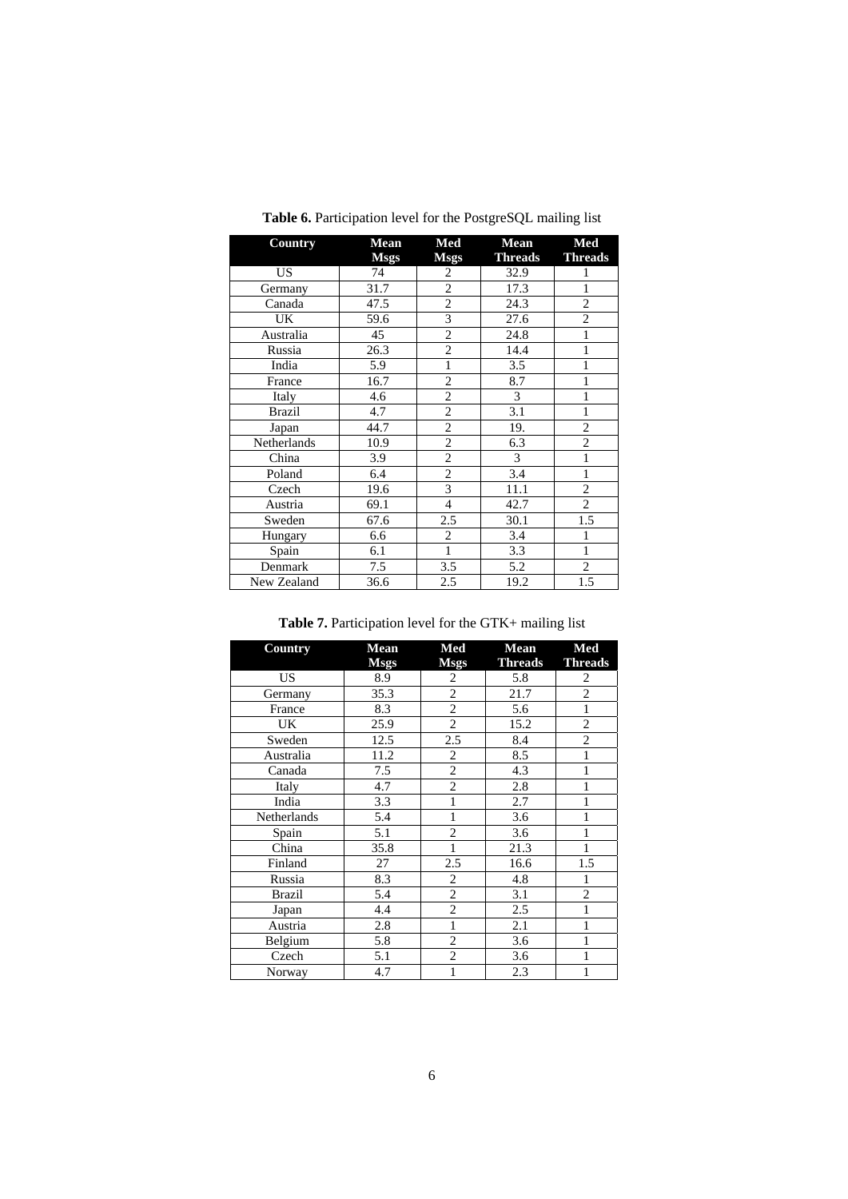**Table 6.** Participation level for the PostgreSQL mailing list

| Country | Mean Msgs | Med Msgs | Mean Threads | Med Threads |
|---|---|---|---|---|
| US | 74 | 2 | 32.9 | 1 |
| Germany | 31.7 | 2 | 17.3 | 1 |
| Canada | 47.5 | 2 | 24.3 | 2 |
| UK | 59.6 | 3 | 27.6 | 2 |
| Australia | 45 | 2 | 24.8 | 1 |
| Russia | 26.3 | 2 | 14.4 | 1 |
| India | 5.9 | 1 | 3.5 | 1 |
| France | 16.7 | 2 | 8.7 | 1 |
| Italy | 4.6 | 2 | 3 | 1 |
| Brazil | 4.7 | 2 | 3.1 | 1 |
| Japan | 44.7 | 2 | 19. | 2 |
| Netherlands | 10.9 | 2 | 6.3 | 2 |
| China | 3.9 | 2 | 3 | 1 |
| Poland | 6.4 | 2 | 3.4 | 1 |
| Czech | 19.6 | 3 | 11.1 | 2 |
| Austria | 69.1 | 4 | 42.7 | 2 |
| Sweden | 67.6 | 2.5 | 30.1 | 1.5 |
| Hungary | 6.6 | 2 | 3.4 | 1 |
| Spain | 6.1 | 1 | 3.3 | 1 |
| Denmark | 7.5 | 3.5 | 5.2 | 2 |
| New Zealand | 36.6 | 2.5 | 19.2 | 1.5 |

**Table 7.** Participation level for the GTK+ mailing list

| Country | Mean Msgs | Med Msgs | Mean Threads | Med Threads |
|---|---|---|---|---|
| US | 8.9 | 2 | 5.8 | 2 |
| Germany | 35.3 | 2 | 21.7 | 2 |
| France | 8.3 | 2 | 5.6 | 1 |
| UK | 25.9 | 2 | 15.2 | 2 |
| Sweden | 12.5 | 2.5 | 8.4 | 2 |
| Australia | 11.2 | 2 | 8.5 | 1 |
| Canada | 7.5 | 2 | 4.3 | 1 |
| Italy | 4.7 | 2 | 2.8 | 1 |
| India | 3.3 | 1 | 2.7 | 1 |
| Netherlands | 5.4 | 1 | 3.6 | 1 |
| Spain | 5.1 | 2 | 3.6 | 1 |
| China | 35.8 | 1 | 21.3 | 1 |
| Finland | 27 | 2.5 | 16.6 | 1.5 |
| Russia | 8.3 | 2 | 4.8 | 1 |
| Brazil | 5.4 | 2 | 3.1 | 2 |
| Japan | 4.4 | 2 | 2.5 | 1 |
| Austria | 2.8 | 1 | 2.1 | 1 |
| Belgium | 5.8 | 2 | 3.6 | 1 |
| Czech | 5.1 | 2 | 3.6 | 1 |
| Norway | 4.7 | 1 | 2.3 | 1 |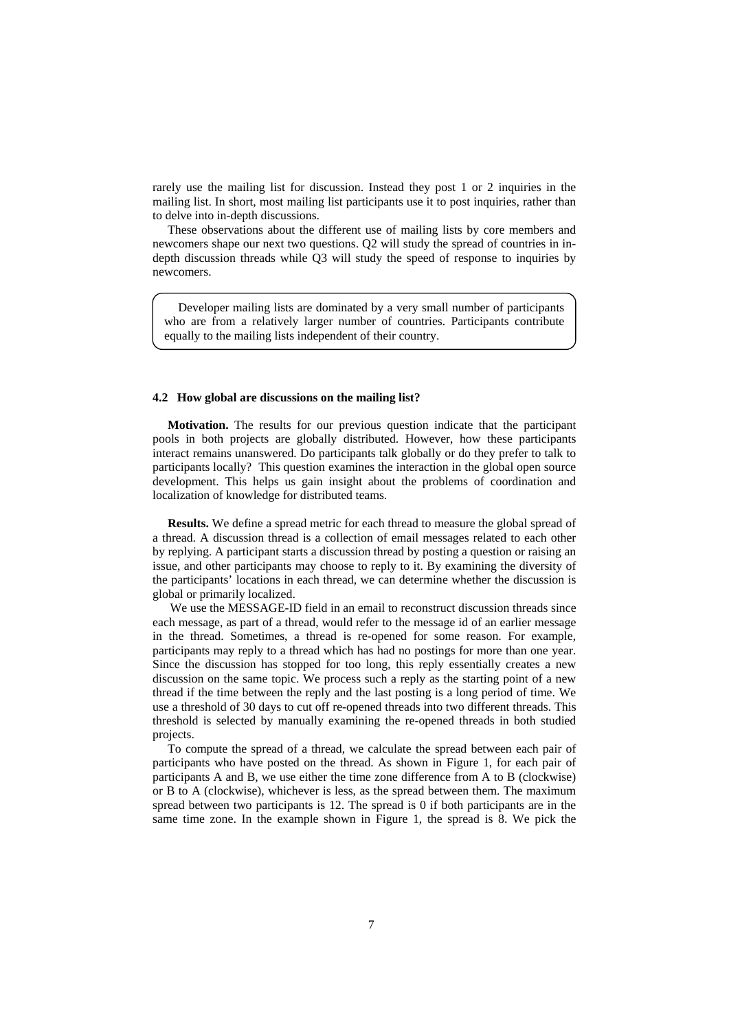rarely use the mailing list for discussion. Instead they post 1 or 2 inquiries in the mailing list. In short, most mailing list participants use it to post inquiries, rather than to delve into in-depth discussions.

These observations about the different use of mailing lists by core members and newcomers shape our next two questions. Q2 will study the spread of countries in in-depth discussion threads while Q3 will study the speed of response to inquiries by newcomers.

> Developer mailing lists are dominated by a very small number of participants who are from a relatively larger number of countries. Participants contribute equally to the mailing lists independent of their country.

### 4.2 How global are discussions on the mailing list?

**Motivation.** The results for our previous question indicate that the participant pools in both projects are globally distributed. However, how these participants interact remains unanswered. Do participants talk globally or do they prefer to talk to participants locally? This question examines the interaction in the global open source development. This helps us gain insight about the problems of coordination and localization of knowledge for distributed teams.

**Results.** We define a spread metric for each thread to measure the global spread of a thread. A discussion thread is a collection of email messages related to each other by replying. A participant starts a discussion thread by posting a question or raising an issue, and other participants may choose to reply to it. By examining the diversity of the participants' locations in each thread, we can determine whether the discussion is global or primarily localized.

We use the MESSAGE-ID field in an email to reconstruct discussion threads since each message, as part of a thread, would refer to the message id of an earlier message in the thread. Sometimes, a thread is re-opened for some reason. For example, participants may reply to a thread which has had no postings for more than one year. Since the discussion has stopped for too long, this reply essentially creates a new discussion on the same topic. We process such a reply as the starting point of a new thread if the time between the reply and the last posting is a long period of time. We use a threshold of 30 days to cut off re-opened threads into two different threads. This threshold is selected by manually examining the re-opened threads in both studied projects.

To compute the spread of a thread, we calculate the spread between each pair of participants who have posted on the thread. As shown in Figure 1, for each pair of participants A and B, we use either the time zone difference from A to B (clockwise) or B to A (clockwise), whichever is less, as the spread between them. The maximum spread between two participants is 12. The spread is 0 if both participants are in the same time zone. In the example shown in Figure 1, the spread is 8. We pick the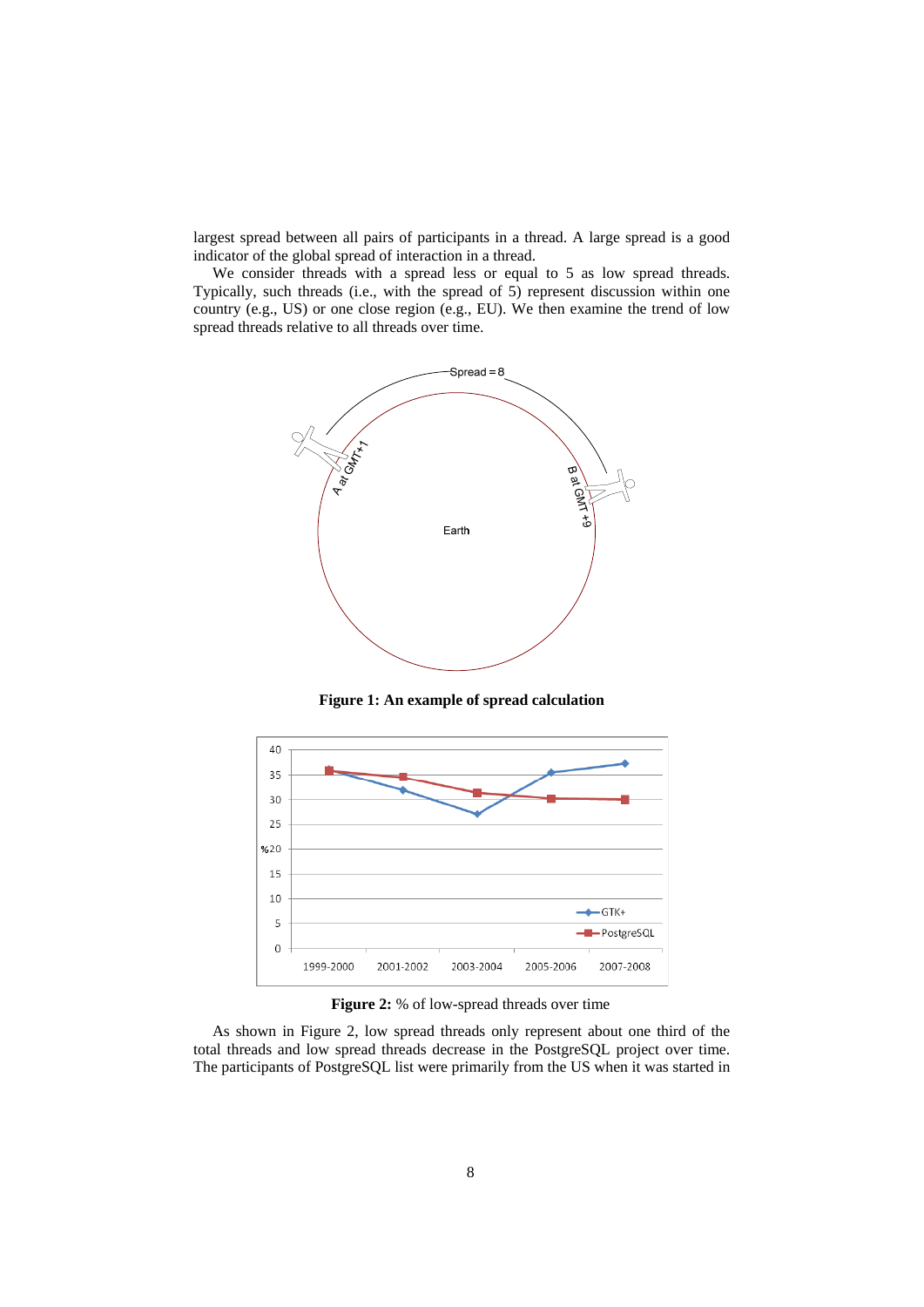largest spread between all pairs of participants in a thread. A large spread is a good indicator of the global spread of interaction in a thread.

We consider threads with a spread less or equal to 5 as low spread threads. Typically, such threads (i.e., with the spread of 5) represent discussion within one country (e.g., US) or one close region (e.g., EU). We then examine the trend of low spread threads relative to all threads over time.

**Figure 1: An example of spread calculation**

**Figure 2:** % of low-spread threads over time

As shown in Figure 2, low spread threads only represent about one third of the total threads and low spread threads decrease in the PostgreSQL project over time. The participants of PostgreSQL list were primarily from the US when it was started in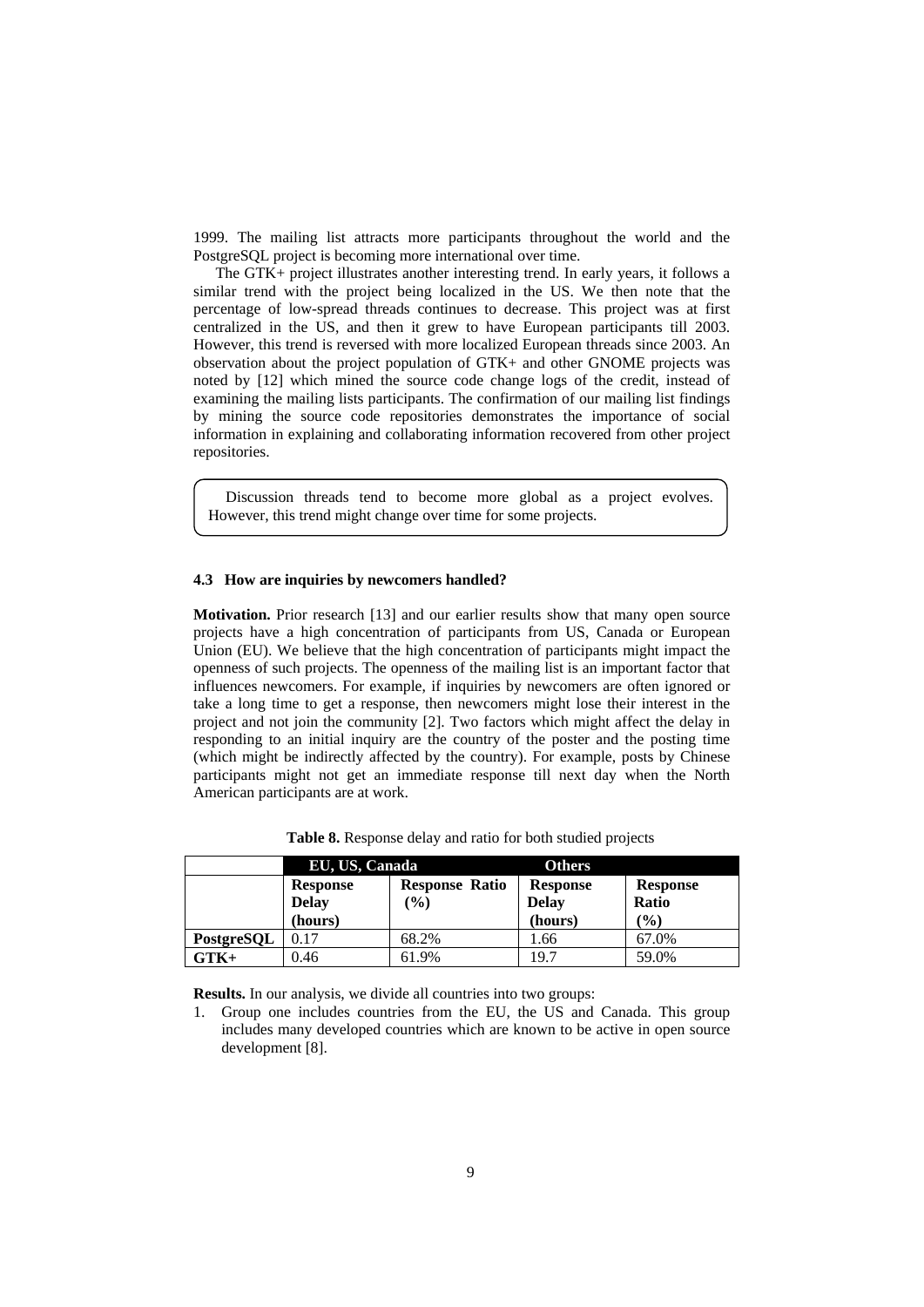1999. The mailing list attracts more participants throughout the world and the PostgreSQL project is becoming more international over time.

The GTK+ project illustrates another interesting trend. In early years, it follows a similar trend with the project being localized in the US. We then note that the percentage of low-spread threads continues to decrease. This project was at first centralized in the US, and then it grew to have European participants till 2003. However, this trend is reversed with more localized European threads since 2003. An observation about the project population of GTK+ and other GNOME projects was noted by [12] which mined the source code change logs of the credit, instead of examining the mailing lists participants. The confirmation of our mailing list findings by mining the source code repositories demonstrates the importance of social information in explaining and collaborating information recovered from other project repositories.

> Discussion threads tend to become more global as a project evolves. However, this trend might change over time for some projects.

### 4.3 How are inquiries by newcomers handled?

**Motivation.** Prior research [13] and our earlier results show that many open source projects have a high concentration of participants from US, Canada or European Union (EU). We believe that the high concentration of participants might impact the openness of such projects. The openness of the mailing list is an important factor that influences newcomers. For example, if inquiries by newcomers are often ignored or take a long time to get a response, then newcomers might lose their interest in the project and not join the community [2]. Two factors which might affect the delay in responding to an initial inquiry are the country of the poster and the posting time (which might be indirectly affected by the country). For example, posts by Chinese participants might not get an immediate response till next day when the North American participants are at work.

**Table 8.** Response delay and ratio for both studied projects

| | EU, US, Canada | | Others | |
|---|---|---|---|---|
| | **Response Delay (hours)** | **Response Ratio (%)** | **Response Delay (hours)** | **Response Ratio (%)** |
| **PostgreSQL** | 0.17 | 68.2% | 1.66 | 67.0% |
| **GTK+** | 0.46 | 61.9% | 19.7 | 59.0% |

**Results.** In our analysis, we divide all countries into two groups:

1. Group one includes countries from the EU, the US and Canada. This group includes many developed countries which are known to be active in open source development [8].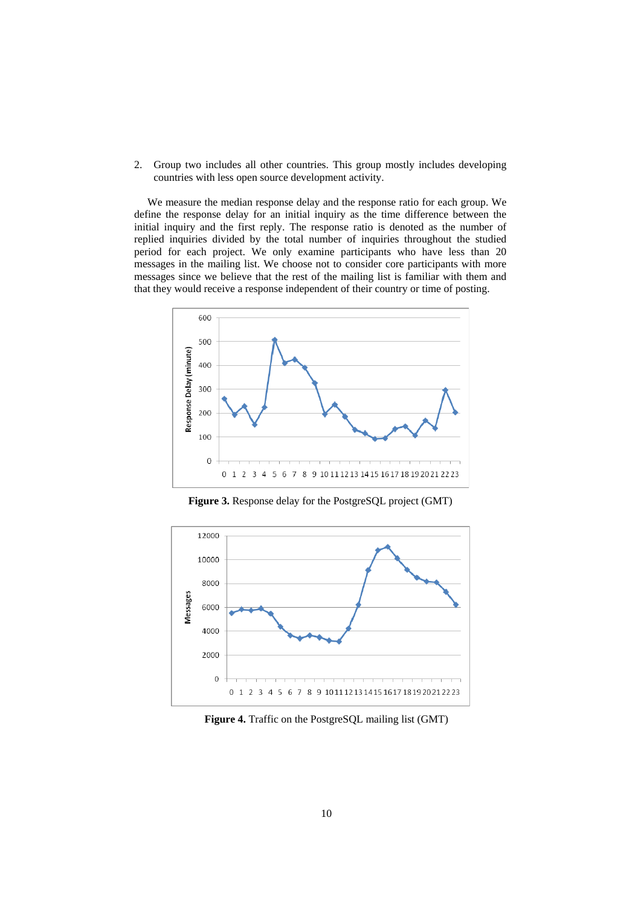2. Group two includes all other countries. This group mostly includes developing countries with less open source development activity.

We measure the median response delay and the response ratio for each group. We define the response delay for an initial inquiry as the time difference between the initial inquiry and the first reply. The response ratio is denoted as the number of replied inquiries divided by the total number of inquiries throughout the studied period for each project. We only examine participants who have less than 20 messages in the mailing list. We choose not to consider core participants with more messages since we believe that the rest of the mailing list is familiar with them and that they would receive a response independent of their country or time of posting.

**Figure 3.** Response delay for the PostgreSQL project (GMT)

**Figure 4.** Traffic on the PostgreSQL mailing list (GMT)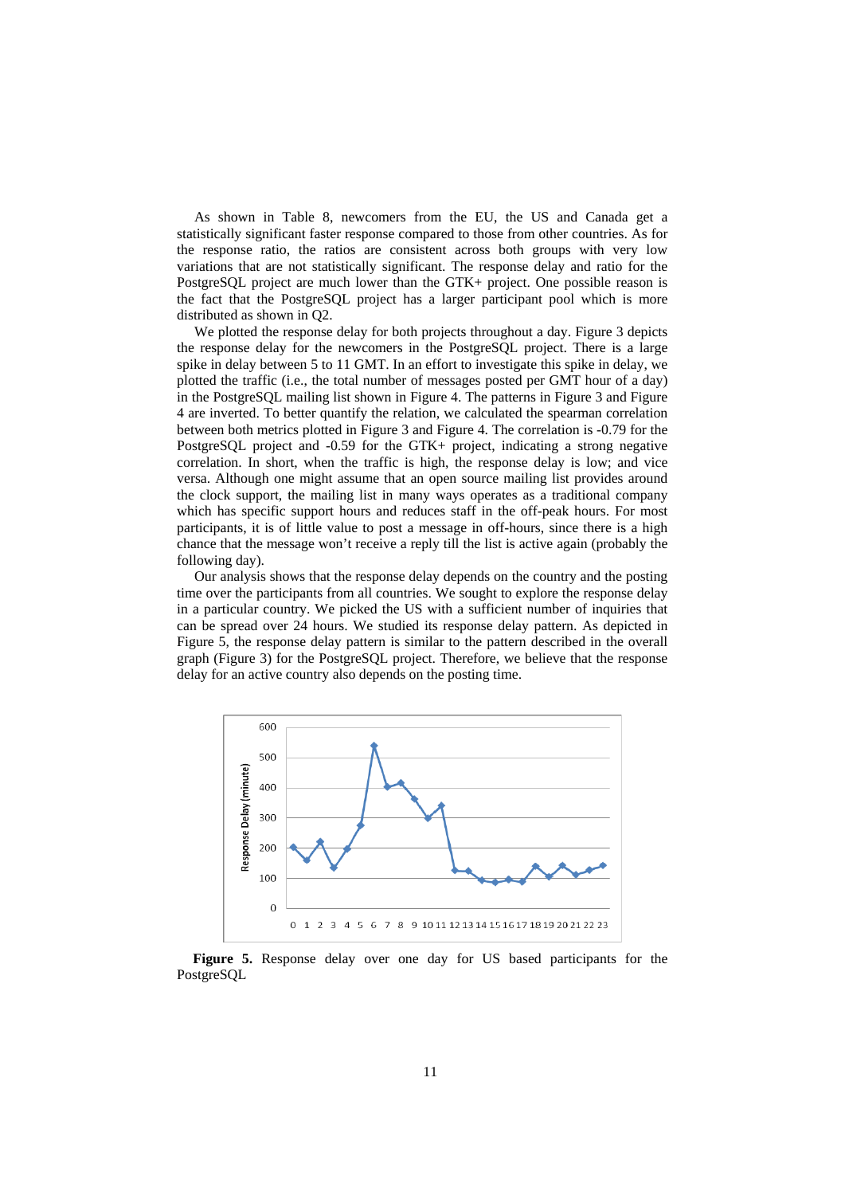As shown in Table 8, newcomers from the EU, the US and Canada get a statistically significant faster response compared to those from other countries. As for the response ratio, the ratios are consistent across both groups with very low variations that are not statistically significant. The response delay and ratio for the PostgreSQL project are much lower than the GTK+ project. One possible reason is the fact that the PostgreSQL project has a larger participant pool which is more distributed as shown in Q2.

We plotted the response delay for both projects throughout a day. Figure 3 depicts the response delay for the newcomers in the PostgreSQL project. There is a large spike in delay between 5 to 11 GMT. In an effort to investigate this spike in delay, we plotted the traffic (i.e., the total number of messages posted per GMT hour of a day) in the PostgreSQL mailing list shown in Figure 4. The patterns in Figure 3 and Figure 4 are inverted. To better quantify the relation, we calculated the spearman correlation between both metrics plotted in Figure 3 and Figure 4. The correlation is -0.79 for the PostgreSQL project and -0.59 for the GTK+ project, indicating a strong negative correlation. In short, when the traffic is high, the response delay is low; and vice versa. Although one might assume that an open source mailing list provides around the clock support, the mailing list in many ways operates as a traditional company which has specific support hours and reduces staff in the off-peak hours. For most participants, it is of little value to post a message in off-hours, since there is a high chance that the message won't receive a reply till the list is active again (probably the following day).

Our analysis shows that the response delay depends on the country and the posting time over the participants from all countries. We sought to explore the response delay in a particular country. We picked the US with a sufficient number of inquiries that can be spread over 24 hours. We studied its response delay pattern. As depicted in Figure 5, the response delay pattern is similar to the pattern described in the overall graph (Figure 3) for the PostgreSQL project. Therefore, we believe that the response delay for an active country also depends on the posting time.

**Figure 5.** Response delay over one day for US based participants for the PostgreSQL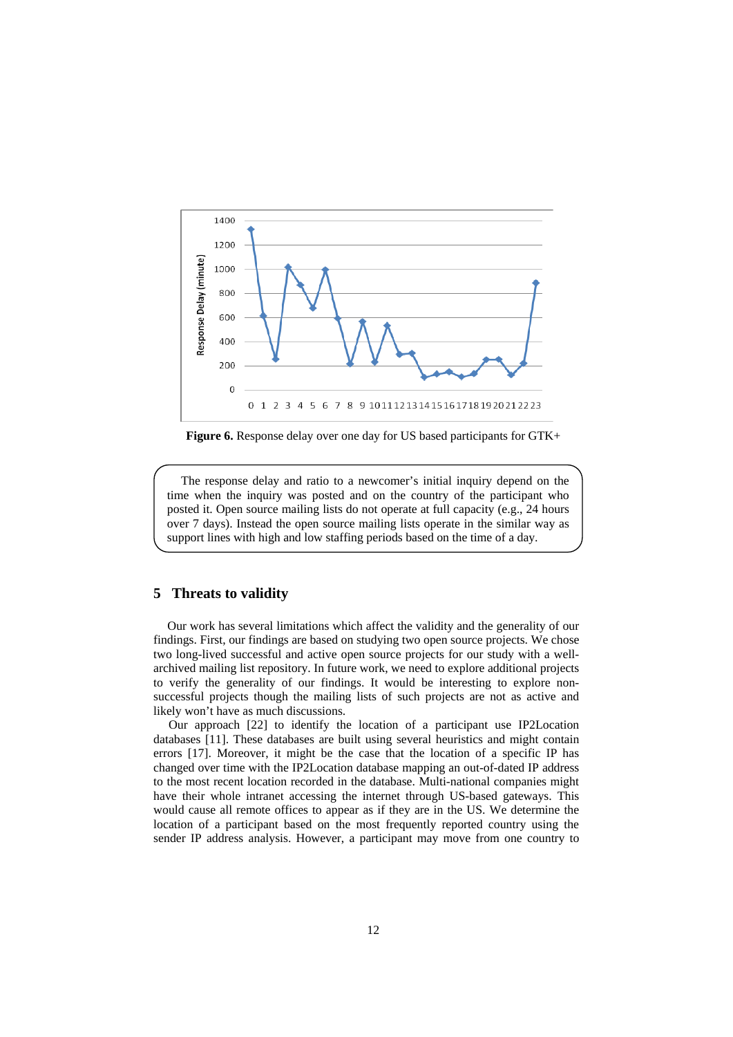**Figure 6.** Response delay over one day for US based participants for GTK+

> The response delay and ratio to a newcomer's initial inquiry depend on the time when the inquiry was posted and on the country of the participant who posted it. Open source mailing lists do not operate at full capacity (e.g., 24 hours over 7 days). Instead the open source mailing lists operate in the similar way as support lines with high and low staffing periods based on the time of a day.

## 5 Threats to validity

Our work has several limitations which affect the validity and the generality of our findings. First, our findings are based on studying two open source projects. We chose two long-lived successful and active open source projects for our study with a well-archived mailing list repository. In future work, we need to explore additional projects to verify the generality of our findings. It would be interesting to explore non-successful projects though the mailing lists of such projects are not as active and likely won't have as much discussions.

Our approach [22] to identify the location of a participant use IP2Location databases [11]. These databases are built using several heuristics and might contain errors [17]. Moreover, it might be the case that the location of a specific IP has changed over time with the IP2Location database mapping an out-of-dated IP address to the most recent location recorded in the database. Multi-national companies might have their whole intranet accessing the internet through US-based gateways. This would cause all remote offices to appear as if they are in the US. We determine the location of a participant based on the most frequently reported country using the sender IP address analysis. However, a participant may move from one country to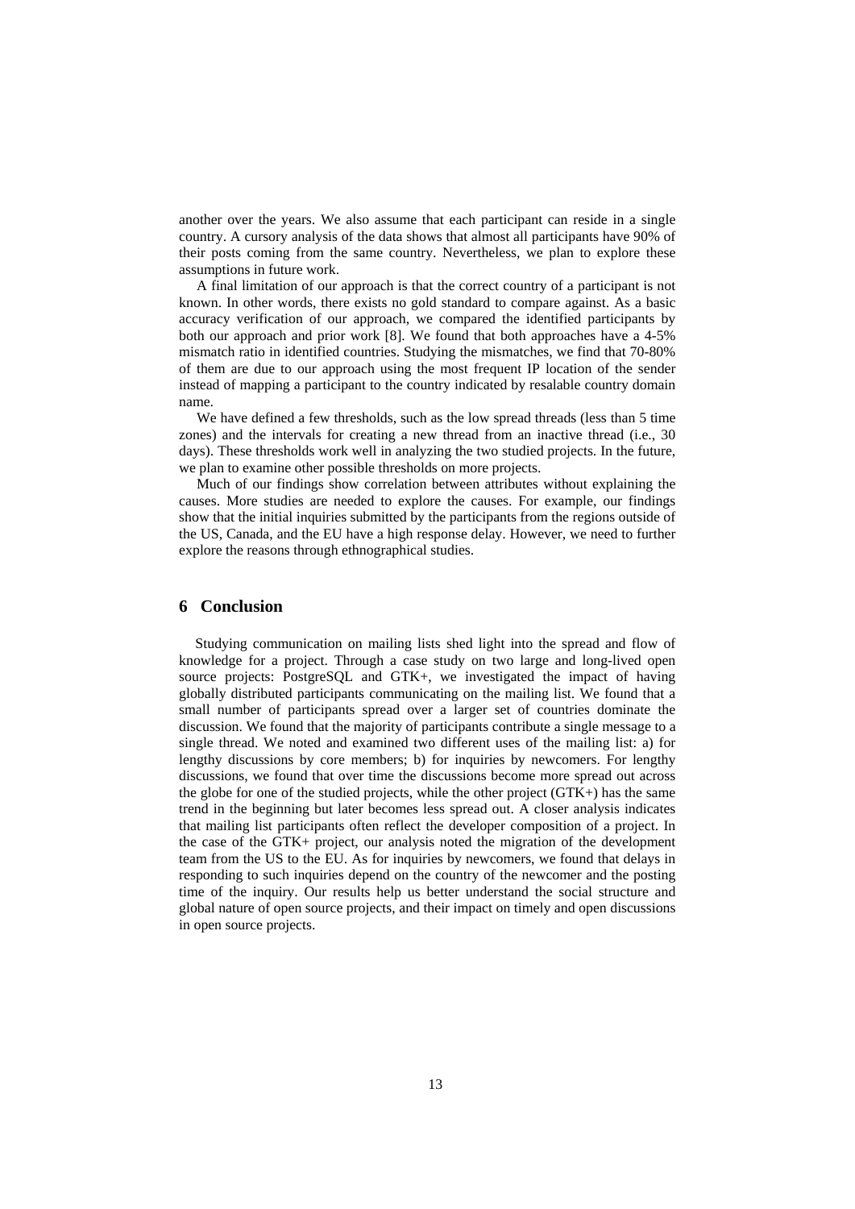another over the years. We also assume that each participant can reside in a single country. A cursory analysis of the data shows that almost all participants have 90% of their posts coming from the same country. Nevertheless, we plan to explore these assumptions in future work.

A final limitation of our approach is that the correct country of a participant is not known. In other words, there exists no gold standard to compare against. As a basic accuracy verification of our approach, we compared the identified participants by both our approach and prior work [8]. We found that both approaches have a 4-5% mismatch ratio in identified countries. Studying the mismatches, we find that 70-80% of them are due to our approach using the most frequent IP location of the sender instead of mapping a participant to the country indicated by resalable country domain name.

We have defined a few thresholds, such as the low spread threads (less than 5 time zones) and the intervals for creating a new thread from an inactive thread (i.e., 30 days). These thresholds work well in analyzing the two studied projects. In the future, we plan to examine other possible thresholds on more projects.

Much of our findings show correlation between attributes without explaining the causes. More studies are needed to explore the causes. For example, our findings show that the initial inquiries submitted by the participants from the regions outside of the US, Canada, and the EU have a high response delay. However, we need to further explore the reasons through ethnographical studies.

## 6 Conclusion

Studying communication on mailing lists shed light into the spread and flow of knowledge for a project. Through a case study on two large and long-lived open source projects: PostgreSQL and GTK+, we investigated the impact of having globally distributed participants communicating on the mailing list. We found that a small number of participants spread over a larger set of countries dominate the discussion. We found that the majority of participants contribute a single message to a single thread. We noted and examined two different uses of the mailing list: a) for lengthy discussions by core members; b) for inquiries by newcomers. For lengthy discussions, we found that over time the discussions become more spread out across the globe for one of the studied projects, while the other project (GTK+) has the same trend in the beginning but later becomes less spread out. A closer analysis indicates that mailing list participants often reflect the developer composition of a project. In the case of the GTK+ project, our analysis noted the migration of the development team from the US to the EU. As for inquiries by newcomers, we found that delays in responding to such inquiries depend on the country of the newcomer and the posting time of the inquiry. Our results help us better understand the social structure and global nature of open source projects, and their impact on timely and open discussions in open source projects.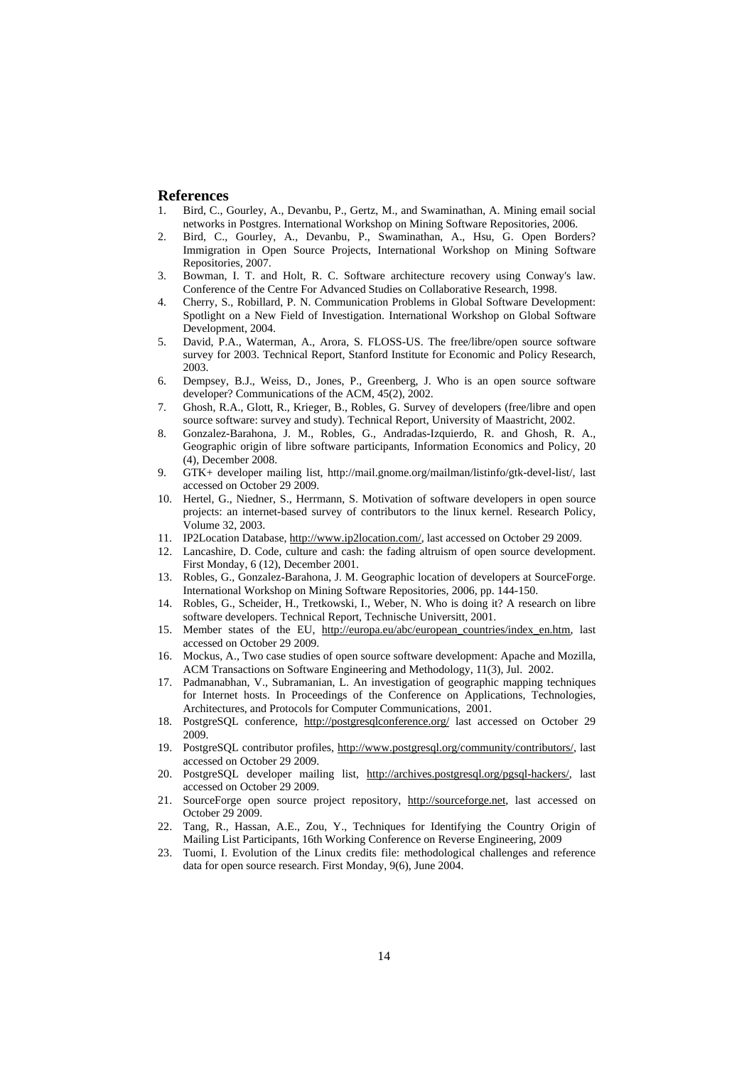## References

1. Bird, C., Gourley, A., Devanbu, P., Gertz, M., and Swaminathan, A. Mining email social networks in Postgres. International Workshop on Mining Software Repositories, 2006.
2. Bird, C., Gourley, A., Devanbu, P., Swaminathan, A., Hsu, G. Open Borders? Immigration in Open Source Projects, International Workshop on Mining Software Repositories, 2007.
3. Bowman, I. T. and Holt, R. C. Software architecture recovery using Conway's law. Conference of the Centre For Advanced Studies on Collaborative Research, 1998.
4. Cherry, S., Robillard, P. N. Communication Problems in Global Software Development: Spotlight on a New Field of Investigation. International Workshop on Global Software Development, 2004.
5. David, P.A., Waterman, A., Arora, S. FLOSS-US. The free/libre/open source software survey for 2003. Technical Report, Stanford Institute for Economic and Policy Research, 2003.
6. Dempsey, B.J., Weiss, D., Jones, P., Greenberg, J. Who is an open source software developer? Communications of the ACM, 45(2), 2002.
7. Ghosh, R.A., Glott, R., Krieger, B., Robles, G. Survey of developers (free/libre and open source software: survey and study). Technical Report, University of Maastricht, 2002.
8. Gonzalez-Barahona, J. M., Robles, G., Andradas-Izquierdo, R. and Ghosh, R. A., Geographic origin of libre software participants, Information Economics and Policy, 20 (4), December 2008.
9. GTK+ developer mailing list, http://mail.gnome.org/mailman/listinfo/gtk-devel-list/, last accessed on October 29 2009.
10. Hertel, G., Niedner, S., Herrmann, S. Motivation of software developers in open source projects: an internet-based survey of contributors to the linux kernel. Research Policy, Volume 32, 2003.
11. IP2Location Database, http://www.ip2location.com/, last accessed on October 29 2009.
12. Lancashire, D. Code, culture and cash: the fading altruism of open source development. First Monday, 6 (12), December 2001.
13. Robles, G., Gonzalez-Barahona, J. M. Geographic location of developers at SourceForge. International Workshop on Mining Software Repositories, 2006, pp. 144-150.
14. Robles, G., Scheider, H., Tretkowski, I., Weber, N. Who is doing it? A research on libre software developers. Technical Report, Technische Universitt, 2001.
15. Member states of the EU, http://europa.eu/abc/european_countries/index_en.htm, last accessed on October 29 2009.
16. Mockus, A., Two case studies of open source software development: Apache and Mozilla, ACM Transactions on Software Engineering and Methodology, 11(3), Jul. 2002.
17. Padmanabhan, V., Subramanian, L. An investigation of geographic mapping techniques for Internet hosts. In Proceedings of the Conference on Applications, Technologies, Architectures, and Protocols for Computer Communications, 2001.
18. PostgreSQL conference, http://postgresqlconference.org/ last accessed on October 29 2009.
19. PostgreSQL contributor profiles, http://www.postgresql.org/community/contributors/, last accessed on October 29 2009.
20. PostgreSQL developer mailing list, http://archives.postgresql.org/pgsql-hackers/, last accessed on October 29 2009.
21. SourceForge open source project repository, http://sourceforge.net, last accessed on October 29 2009.
22. Tang, R., Hassan, A.E., Zou, Y., Techniques for Identifying the Country Origin of Mailing List Participants, 16th Working Conference on Reverse Engineering, 2009
23. Tuomi, I. Evolution of the Linux credits file: methodological challenges and reference data for open source research. First Monday, 9(6), June 2004.